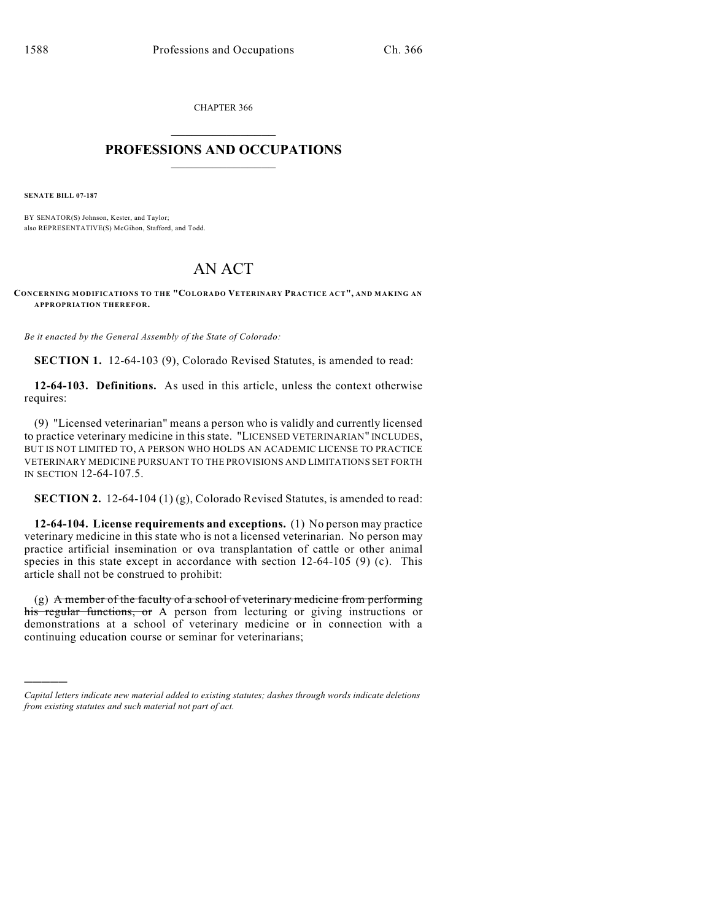CHAPTER 366

# PROFESSIONS AND OCCUPATIONS

**SENATE BILL 07-187**

BY SENATOR(S) Johnson, Kester, and Taylor;
also REPRESENTATIVE(S) McGihon, Stafford, and Todd.

# AN ACT

**CONCERNING MODIFICATIONS TO THE "COLORADO VETERINARY PRACTICE ACT", AND MAKING AN APPROPRIATION THEREFOR.**

*Be it enacted by the General Assembly of the State of Colorado:*

**SECTION 1.** 12-64-103 (9), Colorado Revised Statutes, is amended to read:

**12-64-103. Definitions.** As used in this article, unless the context otherwise requires:

(9) "Licensed veterinarian" means a person who is validly and currently licensed to practice veterinary medicine in this state. "LICENSED VETERINARIAN" INCLUDES, BUT IS NOT LIMITED TO, A PERSON WHO HOLDS AN ACADEMIC LICENSE TO PRACTICE VETERINARY MEDICINE PURSUANT TO THE PROVISIONS AND LIMITATIONS SET FORTH IN SECTION 12-64-107.5.

**SECTION 2.** 12-64-104 (1) (g), Colorado Revised Statutes, is amended to read:

**12-64-104. License requirements and exceptions.** (1) No person may practice veterinary medicine in this state who is not a licensed veterinarian. No person may practice artificial insemination or ova transplantation of cattle or other animal species in this state except in accordance with section 12-64-105 (9) (c). This article shall not be construed to prohibit:

(g) ~~A member of the faculty of a school of veterinary medicine from performing his regular functions, or~~ A person from lecturing or giving instructions or demonstrations at a school of veterinary medicine or in connection with a continuing education course or seminar for veterinarians;

*Capital letters indicate new material added to existing statutes; dashes through words indicate deletions from existing statutes and such material not part of act.*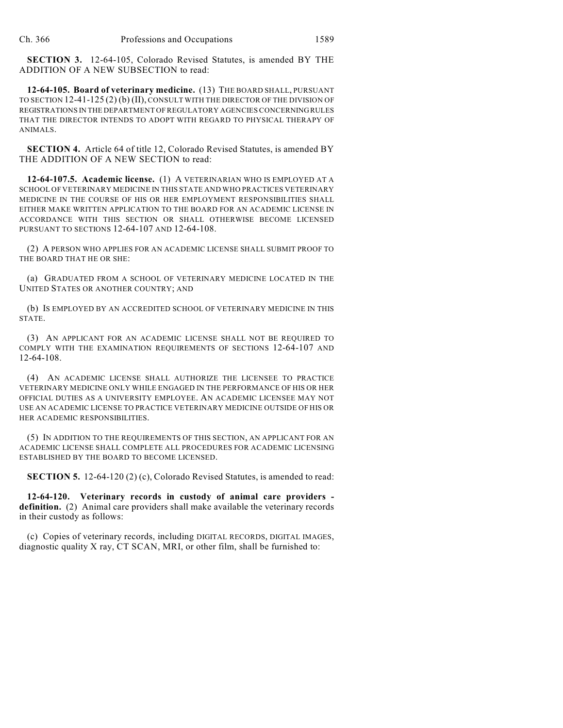**SECTION 3.** 12-64-105, Colorado Revised Statutes, is amended BY THE ADDITION OF A NEW SUBSECTION to read:

**12-64-105. Board of veterinary medicine.** (13) THE BOARD SHALL, PURSUANT TO SECTION 12-41-125 (2) (b) (II), CONSULT WITH THE DIRECTOR OF THE DIVISION OF REGISTRATIONS IN THE DEPARTMENT OF REGULATORY AGENCIES CONCERNING RULES THAT THE DIRECTOR INTENDS TO ADOPT WITH REGARD TO PHYSICAL THERAPY OF ANIMALS.

**SECTION 4.** Article 64 of title 12, Colorado Revised Statutes, is amended BY THE ADDITION OF A NEW SECTION to read:

**12-64-107.5. Academic license.** (1) A VETERINARIAN WHO IS EMPLOYED AT A SCHOOL OF VETERINARY MEDICINE IN THIS STATE AND WHO PRACTICES VETERINARY MEDICINE IN THE COURSE OF HIS OR HER EMPLOYMENT RESPONSIBILITIES SHALL EITHER MAKE WRITTEN APPLICATION TO THE BOARD FOR AN ACADEMIC LICENSE IN ACCORDANCE WITH THIS SECTION OR SHALL OTHERWISE BECOME LICENSED PURSUANT TO SECTIONS 12-64-107 AND 12-64-108.

(2) A PERSON WHO APPLIES FOR AN ACADEMIC LICENSE SHALL SUBMIT PROOF TO THE BOARD THAT HE OR SHE:

(a) GRADUATED FROM A SCHOOL OF VETERINARY MEDICINE LOCATED IN THE UNITED STATES OR ANOTHER COUNTRY; AND

(b) IS EMPLOYED BY AN ACCREDITED SCHOOL OF VETERINARY MEDICINE IN THIS STATE.

(3) AN APPLICANT FOR AN ACADEMIC LICENSE SHALL NOT BE REQUIRED TO COMPLY WITH THE EXAMINATION REQUIREMENTS OF SECTIONS 12-64-107 AND 12-64-108.

(4) AN ACADEMIC LICENSE SHALL AUTHORIZE THE LICENSEE TO PRACTICE VETERINARY MEDICINE ONLY WHILE ENGAGED IN THE PERFORMANCE OF HIS OR HER OFFICIAL DUTIES AS A UNIVERSITY EMPLOYEE. AN ACADEMIC LICENSEE MAY NOT USE AN ACADEMIC LICENSE TO PRACTICE VETERINARY MEDICINE OUTSIDE OF HIS OR HER ACADEMIC RESPONSIBILITIES.

(5) IN ADDITION TO THE REQUIREMENTS OF THIS SECTION, AN APPLICANT FOR AN ACADEMIC LICENSE SHALL COMPLETE ALL PROCEDURES FOR ACADEMIC LICENSING ESTABLISHED BY THE BOARD TO BECOME LICENSED.

**SECTION 5.** 12-64-120 (2) (c), Colorado Revised Statutes, is amended to read:

**12-64-120. Veterinary records in custody of animal care providers - definition.** (2) Animal care providers shall make available the veterinary records in their custody as follows:

(c) Copies of veterinary records, including DIGITAL RECORDS, DIGITAL IMAGES, diagnostic quality X ray, CT SCAN, MRI, or other film, shall be furnished to: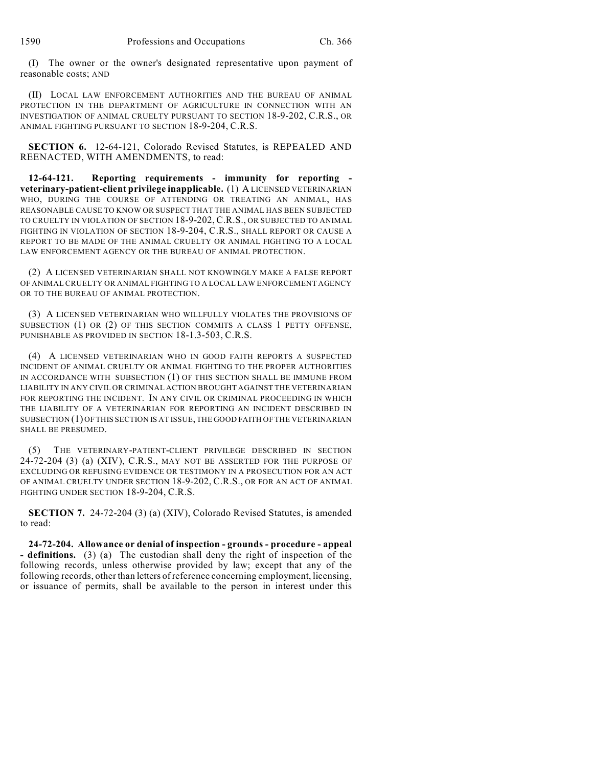(I) The owner or the owner's designated representative upon payment of reasonable costs; AND

(II) LOCAL LAW ENFORCEMENT AUTHORITIES AND THE BUREAU OF ANIMAL PROTECTION IN THE DEPARTMENT OF AGRICULTURE IN CONNECTION WITH AN INVESTIGATION OF ANIMAL CRUELTY PURSUANT TO SECTION 18-9-202, C.R.S., OR ANIMAL FIGHTING PURSUANT TO SECTION 18-9-204, C.R.S.

**SECTION 6.** 12-64-121, Colorado Revised Statutes, is REPEALED AND REENACTED, WITH AMENDMENTS, to read:

**12-64-121. Reporting requirements - immunity for reporting - veterinary-patient-client privilege inapplicable.** (1) A LICENSED VETERINARIAN WHO, DURING THE COURSE OF ATTENDING OR TREATING AN ANIMAL, HAS REASONABLE CAUSE TO KNOW OR SUSPECT THAT THE ANIMAL HAS BEEN SUBJECTED TO CRUELTY IN VIOLATION OF SECTION 18-9-202, C.R.S., OR SUBJECTED TO ANIMAL FIGHTING IN VIOLATION OF SECTION 18-9-204, C.R.S., SHALL REPORT OR CAUSE A REPORT TO BE MADE OF THE ANIMAL CRUELTY OR ANIMAL FIGHTING TO A LOCAL LAW ENFORCEMENT AGENCY OR THE BUREAU OF ANIMAL PROTECTION.

(2) A LICENSED VETERINARIAN SHALL NOT KNOWINGLY MAKE A FALSE REPORT OF ANIMAL CRUELTY OR ANIMAL FIGHTING TO A LOCAL LAW ENFORCEMENT AGENCY OR TO THE BUREAU OF ANIMAL PROTECTION.

(3) A LICENSED VETERINARIAN WHO WILLFULLY VIOLATES THE PROVISIONS OF SUBSECTION (1) OR (2) OF THIS SECTION COMMITS A CLASS 1 PETTY OFFENSE, PUNISHABLE AS PROVIDED IN SECTION 18-1.3-503, C.R.S.

(4) A LICENSED VETERINARIAN WHO IN GOOD FAITH REPORTS A SUSPECTED INCIDENT OF ANIMAL CRUELTY OR ANIMAL FIGHTING TO THE PROPER AUTHORITIES IN ACCORDANCE WITH SUBSECTION (1) OF THIS SECTION SHALL BE IMMUNE FROM LIABILITY IN ANY CIVIL OR CRIMINAL ACTION BROUGHT AGAINST THE VETERINARIAN FOR REPORTING THE INCIDENT. IN ANY CIVIL OR CRIMINAL PROCEEDING IN WHICH THE LIABILITY OF A VETERINARIAN FOR REPORTING AN INCIDENT DESCRIBED IN SUBSECTION (1) OF THIS SECTION IS AT ISSUE, THE GOOD FAITH OF THE VETERINARIAN SHALL BE PRESUMED.

(5) THE VETERINARY-PATIENT-CLIENT PRIVILEGE DESCRIBED IN SECTION 24-72-204 (3) (a) (XIV), C.R.S., MAY NOT BE ASSERTED FOR THE PURPOSE OF EXCLUDING OR REFUSING EVIDENCE OR TESTIMONY IN A PROSECUTION FOR AN ACT OF ANIMAL CRUELTY UNDER SECTION 18-9-202, C.R.S., OR FOR AN ACT OF ANIMAL FIGHTING UNDER SECTION 18-9-204, C.R.S.

**SECTION 7.** 24-72-204 (3) (a) (XIV), Colorado Revised Statutes, is amended to read:

**24-72-204. Allowance or denial of inspection - grounds - procedure - appeal - definitions.** (3) (a) The custodian shall deny the right of inspection of the following records, unless otherwise provided by law; except that any of the following records, other than letters of reference concerning employment, licensing, or issuance of permits, shall be available to the person in interest under this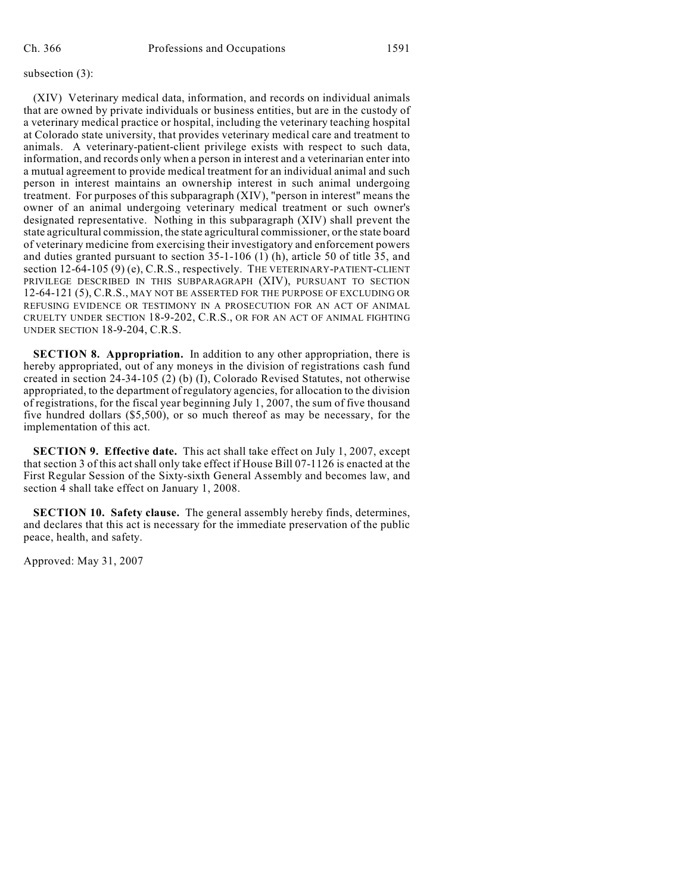subsection (3):

(XIV) Veterinary medical data, information, and records on individual animals that are owned by private individuals or business entities, but are in the custody of a veterinary medical practice or hospital, including the veterinary teaching hospital at Colorado state university, that provides veterinary medical care and treatment to animals. A veterinary-patient-client privilege exists with respect to such data, information, and records only when a person in interest and a veterinarian enter into a mutual agreement to provide medical treatment for an individual animal and such person in interest maintains an ownership interest in such animal undergoing treatment. For purposes of this subparagraph (XIV), "person in interest" means the owner of an animal undergoing veterinary medical treatment or such owner's designated representative. Nothing in this subparagraph (XIV) shall prevent the state agricultural commission, the state agricultural commissioner, or the state board of veterinary medicine from exercising their investigatory and enforcement powers and duties granted pursuant to section 35-1-106 (1) (h), article 50 of title 35, and section 12-64-105 (9) (e), C.R.S., respectively. THE VETERINARY-PATIENT-CLIENT PRIVILEGE DESCRIBED IN THIS SUBPARAGRAPH (XIV), PURSUANT TO SECTION 12-64-121 (5), C.R.S., MAY NOT BE ASSERTED FOR THE PURPOSE OF EXCLUDING OR REFUSING EVIDENCE OR TESTIMONY IN A PROSECUTION FOR AN ACT OF ANIMAL CRUELTY UNDER SECTION 18-9-202, C.R.S., OR FOR AN ACT OF ANIMAL FIGHTING UNDER SECTION 18-9-204, C.R.S.

**SECTION 8. Appropriation.** In addition to any other appropriation, there is hereby appropriated, out of any moneys in the division of registrations cash fund created in section 24-34-105 (2) (b) (I), Colorado Revised Statutes, not otherwise appropriated, to the department of regulatory agencies, for allocation to the division of registrations, for the fiscal year beginning July 1, 2007, the sum of five thousand five hundred dollars ($5,500), or so much thereof as may be necessary, for the implementation of this act.

**SECTION 9. Effective date.** This act shall take effect on July 1, 2007, except that section 3 of this act shall only take effect if House Bill 07-1126 is enacted at the First Regular Session of the Sixty-sixth General Assembly and becomes law, and section 4 shall take effect on January 1, 2008.

**SECTION 10. Safety clause.** The general assembly hereby finds, determines, and declares that this act is necessary for the immediate preservation of the public peace, health, and safety.

Approved: May 31, 2007